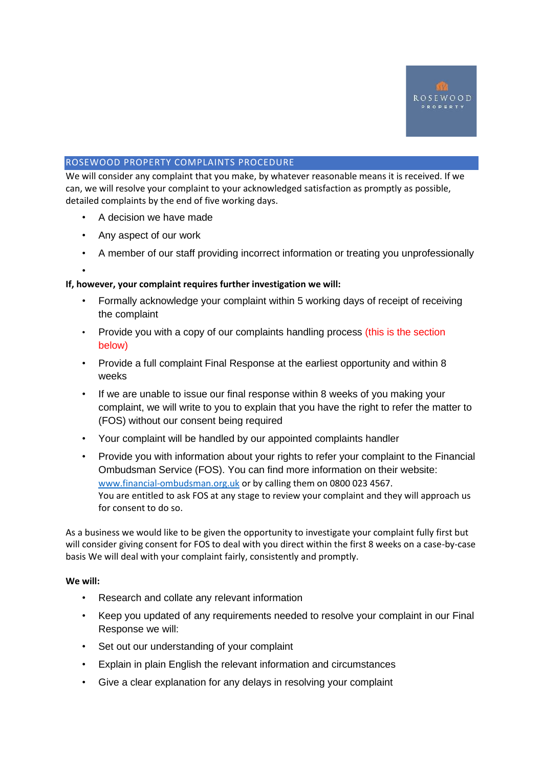ROSEWOOD PROPERTY

## ROSEWOOD PROPERTY COMPLAINTS PROCEDURE

We will consider any complaint that you make, by whatever reasonable means it is received. If we can, we will resolve your complaint to your acknowledged satisfaction as promptly as possible, detailed complaints by the end of five working days.

- A decision we have made
- Any aspect of our work
- A member of our staff providing incorrect information or treating you unprofessionally
-

**If, however, your complaint requires further investigation we will:**

- Formally acknowledge your complaint within 5 working days of receipt of receiving the complaint
- Provide you with a copy of our complaints handling process (this is the section below)
- Provide a full complaint Final Response at the earliest opportunity and within 8 weeks
- If we are unable to issue our final response within 8 weeks of you making your complaint, we will write to you to explain that you have the right to refer the matter to (FOS) without our consent being required
- Your complaint will be handled by our appointed complaints handler
- Provide you with information about your rights to refer your complaint to the Financial Ombudsman Service (FOS). You can find more information on their website: www.financial-ombudsman.org.uk or by calling them on 0800 023 4567.
  You are entitled to ask FOS at any stage to review your complaint and they will approach us for consent to do so.

As a business we would like to be given the opportunity to investigate your complaint fully first but will consider giving consent for FOS to deal with you direct within the first 8 weeks on a case-by-case basis We will deal with your complaint fairly, consistently and promptly.

**We will:**

- Research and collate any relevant information
- Keep you updated of any requirements needed to resolve your complaint in our Final Response we will:
- Set out our understanding of your complaint
- Explain in plain English the relevant information and circumstances
- Give a clear explanation for any delays in resolving your complaint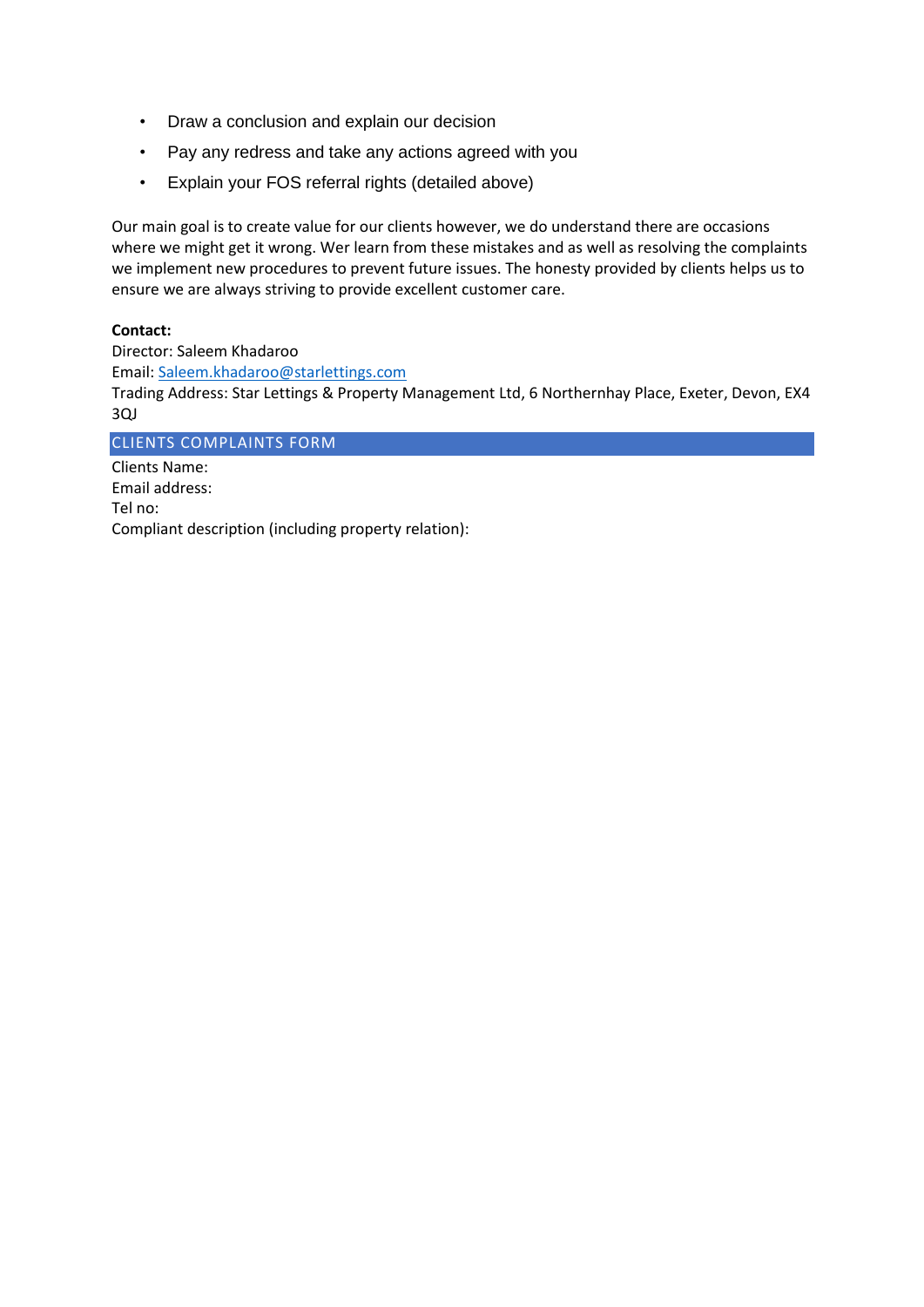- Draw a conclusion and explain our decision
- Pay any redress and take any actions agreed with you
- Explain your FOS referral rights (detailed above)

Our main goal is to create value for our clients however, we do understand there are occasions where we might get it wrong. Wer learn from these mistakes and as well as resolving the complaints we implement new procedures to prevent future issues. The honesty provided by clients helps us to ensure we are always striving to provide excellent customer care.

**Contact:**
Director: Saleem Khadaroo
Email: Saleem.khadaroo@starlettings.com
Trading Address: Star Lettings & Property Management Ltd, 6 Northernhay Place, Exeter, Devon, EX4 3QJ

## CLIENTS COMPLAINTS FORM

Clients Name:
Email address:
Tel no:
Compliant description (including property relation):